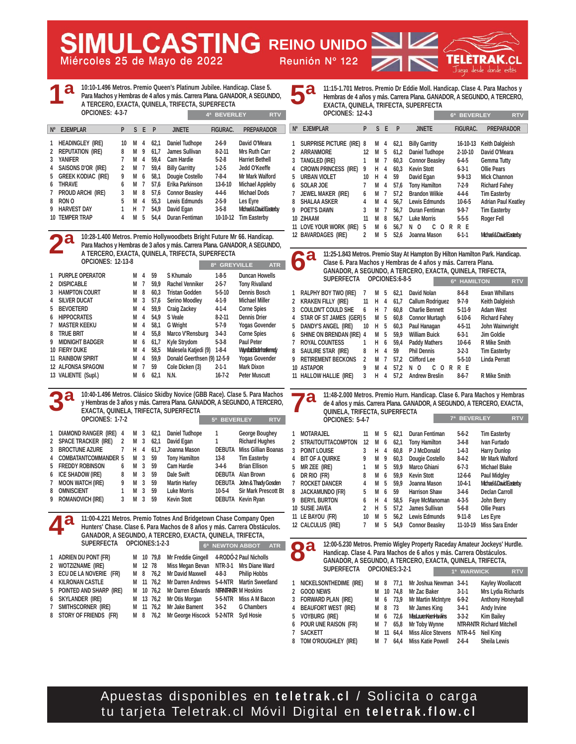# SIMULCASTING REINO UNIDO

Miércoles 25 de Mayo de 2022 — Reunión Nº 122

TELETRAK.CL — Juega desde donde estés

## 1ª

10:10-1.496 Metros. Premio Queen's Platinum Jubilee. Handicap. Clase 5. Para Machos y Hembras de 4 años y más. Carrera Plana. GANADOR, A SEGUNDO, A TERCERO, EXACTA, QUINELA, TRIFECTA, SUPERFECTA
OPCIONES: 4-3-7 — 4ª BEVERLEY — RTV

| Nº | EJEMPLAR | P | S | E | P | JINETE | FIGURAC. | PREPARADOR |
|---|---|---|---|---|---|---|---|---|
| 1 | HEADINGLEY (IRE) | 10 | M | 4 | 62,1 | Daniel Tudhope | 2-6-9 | David O'Meara |
| 2 | REPUTATION (IRE) | 8 | M | 9 | 61,7 | James Sullivan | 8-2-11 | Mrs Ruth Carr |
| 3 | YANIFER | 7 | M | 4 | 59,4 | Cam Hardie | 5-2-8 | Harriet Bethell |
| 4 | SAISONS D'OR (IRE) | 2 | M | 7 | 59,4 | Billy Garritty | 1-2-5 | Jedd O'Keeffe |
| 5 | GREEK KODIAC (IRE) | 9 | M | 6 | 58,1 | Dougie Costello | 7-8-4 | Mr Mark Walford |
| 6 | THRAVE | 6 | M | 7 | 57,6 | Erika Parkinson | 13-6-10 | Michael Appleby |
| 7 | PROUD ARCHI (IRE) | 3 | M | 8 | 57,6 | Connor Beasley | 4-4-6 | Michael Dods |
| 8 | RON O | 5 | M | 4 | 55,3 | Lewis Edmunds | 2-5-9 | Les Eyre |
| 9 | HARVEST DAY | 1 | H | 7 | 54,9 | Duran Fentiman | 3-5-8 | Michael&David Easterby |
| 10 | TEMPER TRAP | 4 | M | 5 | 54,4 | Duran Fentiman | 10-10-12 | Tim Easterby |

## 2ª

10:28-1.400 Metros. Premio Hollywoodbets Bright Future Mr 66. Handicap. Para Machos y Hembras de 3 años y más. Carrera Plana. GANADOR, A SEGUNDO, A TERCERO, EXACTA, QUINELA, TRIFECTA, SUPERFECTA
OPCIONES: 12-13-8 — 8ª GREYVILLE — ATR

| Nº | EJEMPLAR | S | E | P | JINETE | FIGURAC. | PREPARADOR |
|---|---|---|---|---|---|---|---|
| 1 | PURPLE OPERATOR | M | 4 | 59 | S Khumalo | 1-8-5 | Duncan Howells |
| 2 | DISPICABLE | M | 7 | 59,9 | Rachel Venniker | 2-5-7 | Tony Rivalland |
| 3 | HAMPTON COURT | M | 8 | 60,3 | Tristan Godden | 5-5-10 | Dennis Bosch |
| 4 | SILVER DUCAT | M | 3 | 57,6 | Serino Moodley | 4-1-9 | Michael Miller |
| 5 | BEVOETERD | M | 4 | 59,9 | Craig Zackey | 4-1-4 | Corne Spies |
| 6 | HIPPOCRATES | M | 4 | 54,9 | S Veale | 8-2-11 | Dennis Drier |
| 7 | MASTER KEEKU | M | 4 | 58,1 | G Wright | 5-7-9 | Yogas Govender |
| 8 | TRUE BRIT | M | 4 | 55,8 | Marco V'Rensburg | 3-4-3 | Corne Spies |
| 9 | MIDNIGHT BADGER | M | 6 | 61,7 | Kyle Strydom | 5-3-8 | Paul Peter |
| 10 | FIERY DUKE | M | 4 | 58,5 | Malesela Katjedi (9) | 1-8-4 | Wyndall&Baderhostenedy |
| 11 | RAINBOW SPIRIT | M | 4 | 59,9 | Donald Geerthsen (9) | 12-5-9 | Yogas Govender |
| 12 | ALFONSA SPAGONI | M | 7 | 59 | Cole Dicken (3) | 2-1-1 | Mark Dixon |
| 13 | VALIENTE (Supl.) | M | 6 | 62,1 | N.N. | 16-7-2 | Peter Muscutt |

## 3ª

10:40-1.496 Metros. Clásico Skidby Novice (GBB Race). Clase 5. Para Machos y Hembras de 3 años y más. Carrera Plana. GANADOR, A SEGUNDO, A TERCERO, EXACTA, QUINELA, TRIFECTA, SUPERFECTA
OPCIONES: 1-7-2 — 5ª BEVERLEY — RTV

| Nº | EJEMPLAR | P | S | E | P | JINETE | FIGURAC. | PREPARADOR |
|---|---|---|---|---|---|---|---|---|
| 1 | DIAMOND RANGER (IRE) | 4 | M | 3 | 62,1 | Daniel Tudhope | 1 | George Boughey |
| 2 | SPACE TRACKER (IRE) | 2 | M | 3 | 62,1 | David Egan | 1 | Richard Hughes |
| 3 | BROCTUNE AZURE | 7 | H | 4 | 61,7 | Joanna Mason | DEBUTA | Miss Gillian Boanas |
| 4 | COMBATANTCOMMANDER | 5 | M | 3 | 59 | Tony Hamilton | 13-8 | Tim Easterby |
| 5 | FREDDY ROBINSON | 6 | M | 3 | 59 | Cam Hardie | 3-4-6 | Brian Ellison |
| 6 | ICE SHADOW (IRE) | 8 | M | 3 | 59 | Dale Swift | DEBUTA | Alan Brown |
| 7 | MOON WATCH (IRE) | 9 | M | 3 | 59 | Martin Harley | DEBUTA | John & Thady Gosden |
| 8 | OMNISCIENT | 1 | M | 3 | 59 | Luke Morris | 10-5-4 | Sir Mark Prescott Bt |
| 9 | ROMANOVICH (IRE) | 3 | M | 3 | 59 | Kevin Stott | DEBUTA | Kevin Ryan |

## 4ª

11:00-4.221 Metros. Premio Totnes And Bridgetown Chase Company Open Hunters' Chase. Clase 6. Para Machos de 8 años y más. Carrera Obstáculos. GANADOR, A SEGUNDO, A TERCERO, EXACTA, QUINELA, TRIFECTA, SUPERFECTA
OPCIONES:1-2-3 — 6ª NEWTON ABBOT — ATR

| Nº | EJEMPLAR | S | E | P | JINETE | FIGURAC. | PREPARADOR |
|---|---|---|---|---|---|---|---|
| 1 | ADRIEN DU PONT (FR) | M | 10 | 79,8 | Mr Freddie Gingell | 4-RODÓ-2 | Paul Nicholls |
| 2 | WOTZIZNAME (IRE) | M | 12 | 78 | Miss Megan Bevan | NTR-3-1 | Mrs Diane Ward |
| 3 | ECU DE LA NOVERIE (FR) | M | 8 | 76,2 | Mr David Maxwell | 4-8-3 | Philip Hobbs |
| 4 | KILRONAN CASTLE | M | 11 | 76,2 | Mr Darren Andrews | 5-4-NTR | Martin Sweetland |
| 5 | POINTED AND SHARP (IRE) | M | 10 | 76,2 | Mr Darren Edwards | NTR-NTR-NTR | M Hoskins |
| 6 | SKYLANDER (IRE) | M | 13 | 76,2 | Mr Otis Morgan | 5-5-NTR | Miss A M Bacon |
| 7 | SMITHSCORNER (IRE) | M | 11 | 76,2 | Mr Jake Bament | 3-5-2 | G Chambers |
| 8 | STORY OF FRIENDS (FR) | M | 8 | 76,2 | Mr George Hiscock | 5-2-NTR | Syd Hosie |

## 5ª

11:15-1.701 Metros. Premio Dr Eddie Moll. Handicap. Clase 4. Para Machos y Hembras de 4 años y más. Carrera Plana. GANADOR, A SEGUNDO, A TERCERO, EXACTA, QUINELA, TRIFECTA, SUPERFECTA
OPCIONES: 12-4-3 — 6ª BEVERLEY — RTV

| Nº | EJEMPLAR | P | S | E | P | JINETE | FIGURAC. | PREPARADOR |
|---|---|---|---|---|---|---|---|---|
| 1 | SURPRISE PICTURE (IRE) | 8 | M | 4 | 62,1 | Billy Garritty | 16-10-13 | Keith Dalgleish |
| 2 | ARRANMORE | 12 | M | 5 | 61,2 | Daniel Tudhope | 2-10-10 | David O'Meara |
| 3 | TANGLED (IRE) | 1 | M | 7 | 60,3 | Connor Beasley | 6-4-5 | Gemma Tutty |
| 4 | CROWN PRINCESS (IRE) | 9 | H | 4 | 60,3 | Kevin Stott | 6-3-1 | Ollie Pears |
| 5 | URBAN VIOLET | 10 | H | 4 | 59 | David Egan | 9-9-13 | Mick Channon |
| 6 | SOLAR JOE | 7 | M | 4 | 57,6 | Tony Hamilton | 7-2-9 | Richard Fahey |
| 7 | JEWEL MAKER (IRE) | 6 | M | 7 | 57,2 | Brandon Wilkie | 4-4-6 | Tim Easterby |
| 8 | SHALAA ASKER | 4 | M | 4 | 56,7 | Lewis Edmunds | 10-6-5 | Adrian Paul Keatley |
| 9 | POET'S DAWN | 3 | M | 7 | 56,7 | Duran Fentiman | 9-9-7 | Tim Easterby |
| 10 | ZIHAAM | 11 | M | 8 | 56,7 | Luke Morris | 5-5-5 | Roger Fell |
| 11 | LOVE YOUR WORK (IRE) | 5 | M | 6 | 56,7 | N O C O R R E | | |
| 12 | BAVARDAGES (IRE) | 2 | M | 5 | 52,6 | Joanna Mason | 6-1-1 | Michael&David Easterby |

## 6ª

11:25-1.843 Metros. Premio Stay At Hampton By Hilton Hamilton Park. Handicap. Clase 6. Para Machos y Hembras de 4 años y más. Carrera Plana. GANADOR, A SEGUNDO, A TERCERO, EXACTA, QUINELA, TRIFECTA, SUPERFECTA
OPCIONES:6-8-5 — 6ª HAMILTON — RTV

| Nº | EJEMPLAR | P | S | E | P | JINETE | FIGURAC. | PREPARADOR |
|---|---|---|---|---|---|---|---|---|
| 1 | RALPHY BOY TWO (IRE) | 7 | M | 5 | 62,1 | David Nolan | 8-6-8 | Ewan Whillans |
| 2 | KRAKEN FILLY (IRE) | 11 | H | 4 | 61,7 | Callum Rodriguez | 9-7-9 | Keith Dalgleish |
| 3 | COULDN'T COULD SHE | 6 | H | 7 | 60,8 | Charlie Bennett | 5-11-9 | Adam West |
| 4 | STAR OF ST JAMES (GER) | 5 | M | 5 | 60,8 | Connor Murtagh | 6-10-6 | Richard Fahey |
| 5 | DANDY'S ANGEL (IRE) | 10 | H | 5 | 60,3 | Paul Hanagan | 4-5-11 | John Wainwright |
| 6 | SHINE ON BRENDAN (IRE) | 4 | M | 5 | 59,9 | William Buick | 6-3-1 | Jim Goldie |
| 7 | ROYAL COUNTESS | 1 | H | 6 | 59,4 | Paddy Mathers | 10-6-6 | R Mike Smith |
| 8 | SAULIRE STAR (IRE) | 8 | H | 4 | 59 | Phil Dennis | 3-2-3 | Tim Easterby |
| 9 | RETIREMENT BECKONS | 2 | M | 7 | 57,2 | Clifford Lee | 5-5-10 | Linda Perratt |
| 10 | ASTAPOR | 9 | M | 4 | 57,2 | N O C O R R E | | |
| 11 | HALLOW HALLIE (IRE) | 3 | H | 4 | 57,2 | Andrew Breslin | 8-6-7 | R Mike Smith |

## 7ª

11:48-2.000 Metros. Premio Hurn. Handicap. Clase 6. Para Machos y Hembras de 4 años y más. Carrera Plana. GANADOR, A SEGUNDO, A TERCERO, EXACTA, QUINELA, TRIFECTA, SUPERFECTA
OPCIONES: 5-4-7 — 7ª BEVERLEY — RTV

| Nº | EJEMPLAR | P | S | E | P | JINETE | FIGURAC. | PREPARADOR |
|---|---|---|---|---|---|---|---|---|
| 1 | MOTARAJEL | 11 | M | 5 | 62,1 | Duran Fentiman | 5-6-2 | Tim Easterby |
| 2 | STRAITOUTTACOMPTON | 12 | M | 6 | 62,1 | Tony Hamilton | 3-4-8 | Ivan Furtado |
| 3 | POINT LOUISE | 3 | H | 4 | 60,8 | P J McDonald | 1-4-3 | Harry Dunlop |
| 4 | BIT OF A QUIRKE | 9 | M | 9 | 60,3 | Dougie Costello | 8-4-2 | Mr Mark Walford |
| 5 | MR ZEE (IRE) | 1 | M | 5 | 59,9 | Marco Ghiani | 6-7-3 | Michael Blake |
| 6 | DR RIO (FR) | 8 | M | 6 | 59,9 | Kevin Stott | 12-6-6 | Paul Midgley |
| 7 | ROCKET DANCER | 4 | M | 5 | 59,9 | Joanna Mason | 10-4-1 | Michael&David Easterby |
| 8 | JACKAMUNDO (FR) | 5 | M | 6 | 59 | Harrison Shaw | 3-4-6 | Declan Carroll |
| 9 | BERYL BURTON | 6 | H | 4 | 58,5 | Faye McManoman | 4-3-5 | John Berry |
| 10 | SUSIE JAVEA | 2 | H | 5 | 57,2 | James Sullivan | 5-6-8 | Ollie Pears |
| 11 | LE BAYOU (FR) | 10 | M | 5 | 56,2 | Lewis Edmunds | 9-11-8 | Les Eyre |
| 12 | CALCULUS (IRE) | 7 | M | 5 | 54,9 | Connor Beasley | 11-10-19 | Miss Sara Ender |

## 8ª

12:00-5.230 Metros. Premio Wigley Property Raceday Amateur Jockeys' Hurdle. Handicap. Clase 4. Para Machos de 6 años y más. Carrera Obstáculos. GANADOR, A SEGUNDO, A TERCERO, EXACTA, QUINELA, TRIFECTA, SUPERFECTA
OPCIONES:3-2-1 — 1ª WARWICK — RTV

| Nº | EJEMPLAR | S | E | P | JINETE | FIGURAC. | PREPARADOR |
|---|---|---|---|---|---|---|---|
| 1 | NICKELSONTHEDIME (IRE) | M | 8 | 77,1 | Mr Joshua Newman | 3-4-1 | Kayley Woollacott |
| 2 | GOOD NEWS | M | 10 | 74,8 | Mr Zac Baker | 3-1-1 | Mrs Lydia Richards |
| 3 | FORWARD PLAN (IRE) | M | 6 | 73,9 | Mr Martin McIntyre | 6-9-2 | Anthony Honeyball |
| 4 | BEAUFORT WEST (IRE) | M | 8 | 73 | Mr James King | 3-4-1 | Andy Irvine |
| 5 | VOYBURG (IRE) | M | 6 | 72,6 | Miss Lauren Keen-Hawkins | 3-3-2 | Kim Bailey |
| 6 | POUR UNE RAISON (FR) | M | 7 | 65,8 | Mr Toby Wynne | NTR-R-NTR | Richard Mitchell |
| 7 | SACKETT | M | 11 | 64,4 | Miss Alice Stevens | NTR-4-5 | Neil King |
| 8 | TOM O'ROUGHLEY (IRE) | M | 7 | 64,4 | Miss Katie Powell | 2-6-4 | Sheila Lewis |

Apuestas disponibles en **teletrak.cl** / Solicita o carga tu tarjeta Teletrak.cl Móvil Digital en **teletrak.flow.cl**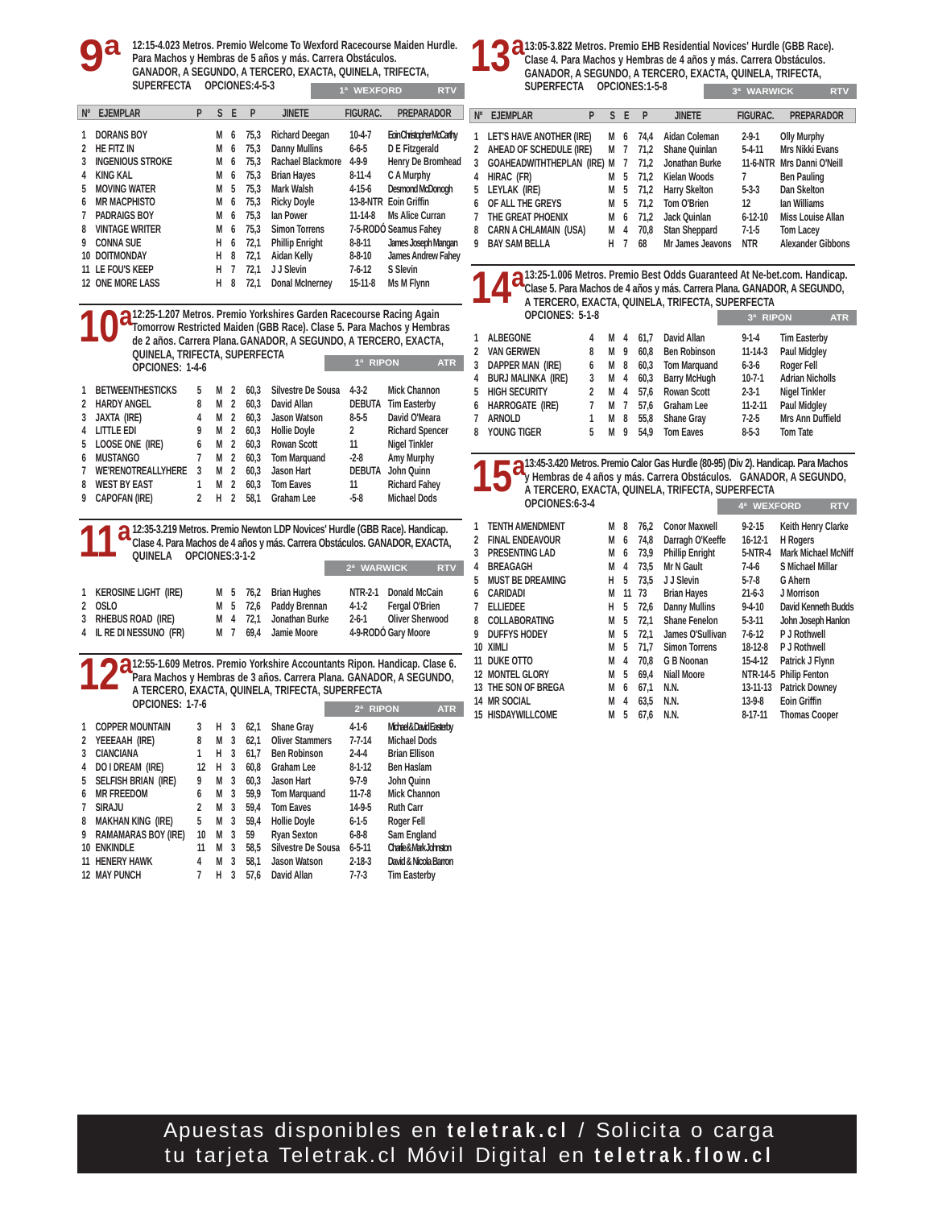## 9ª

12:15-4.023 Metros. Premio Welcome To Wexford Racecourse Maiden Hurdle. Para Machos y Hembras de 5 años y más. Carrera Obstáculos. GANADOR, A SEGUNDO, A TERCERO, EXACTA, QUINELA, TRIFECTA, SUPERFECTA OPCIONES:4-5-3

1ª WEXFORD RTV

| Nº | EJEMPLAR | P | S | E | P | JINETE | FIGURAC. | PREPARADOR |
|---|---|---|---|---|---|---|---|---|
| 1 | DORANS BOY | | M | 6 | 75,3 | Richard Deegan | 10-4-7 | Eoin Christopher McCarthy |
| 2 | HE FITZ IN | | M | 6 | 75,3 | Danny Mullins | 6-6-5 | D E Fitzgerald |
| 3 | INGENIOUS STROKE | | M | 6 | 75,3 | Rachael Blackmore | 4-9-9 | Henry De Bromhead |
| 4 | KING KAL | | M | 6 | 75,3 | Brian Hayes | 8-11-4 | C A Murphy |
| 5 | MOVING WATER | | M | 5 | 75,3 | Mark Walsh | 4-15-6 | Desmond McDonogh |
| 6 | MR MACPHISTO | | M | 6 | 75,3 | Ricky Doyle | 13-8-NTR | Eoin Griffin |
| 7 | PADRAIGS BOY | | M | 6 | 75,3 | Ian Power | 11-14-8 | Ms Alice Curran |
| 8 | VINTAGE WRITER | | M | 6 | 75,3 | Simon Torrens | 7-5-RODÓ | Seamus Fahey |
| 9 | CONNA SUE | | H | 6 | 72,1 | Phillip Enright | 8-8-11 | James Joseph Mangan |
| 10 | DOITMONDAY | | H | 8 | 72,1 | Aidan Kelly | 8-8-10 | James Andrew Fahey |
| 11 | LE FOU'S KEEP | | H | 7 | 72,1 | J J Slevin | 7-6-12 | S Slevin |
| 12 | ONE MORE LASS | | H | 8 | 72,1 | Donal McInerney | 15-11-8 | Ms M Flynn |

## 10ª

12:25-1.207 Metros. Premio Yorkshires Garden Racecourse Racing Again Tomorrow Restricted Maiden (GBB Race). Clase 5. Para Machos y Hembras de 2 años. Carrera Plana. GANADOR, A SEGUNDO, A TERCERO, EXACTA, QUINELA, TRIFECTA, SUPERFECTA OPCIONES: 1-4-6

1ª RIPON ATR

| Nº | EJEMPLAR | P | S | E | P | JINETE | FIGURAC. | PREPARADOR |
|---|---|---|---|---|---|---|---|---|
| 1 | BETWEENTHESTICKS | 5 | M | 2 | 60,3 | Silvestre De Sousa | 4-3-2 | Mick Channon |
| 2 | HARDY ANGEL | 8 | M | 2 | 60,3 | David Allan | DEBUTA | Tim Easterby |
| 3 | JAXTA (IRE) | 4 | M | 2 | 60,3 | Jason Watson | 8-5-5 | David O'Meara |
| 4 | LITTLE EDI | 9 | M | 2 | 60,3 | Hollie Doyle | 2 | Richard Spencer |
| 5 | LOOSE ONE (IRE) | 6 | M | 2 | 60,3 | Rowan Scott | 11 | Nigel Tinkler |
| 6 | MUSTANGO | 7 | M | 2 | 60,3 | Tom Marquand | -2-8 | Amy Murphy |
| 7 | WE'RENOTREALLYHERE | 3 | M | 2 | 60,3 | Jason Hart | DEBUTA | John Quinn |
| 8 | WEST BY EAST | 1 | M | 2 | 60,3 | Tom Eaves | 11 | Richard Fahey |
| 9 | CAPOFAN (IRE) | 2 | H | 2 | 58,1 | Graham Lee | -5-8 | Michael Dods |

## 11ª

12:35-3.219 Metros. Premio Newton LDP Novices' Hurdle (GBB Race). Handicap. Clase 4. Para Machos y Hembras de 4 años y más. Carrera Obstáculos. GANADOR, A SEGUNDO, A TERCERO, EXACTA, QUINELA OPCIONES:3-1-2

2ª WARWICK RTV

| Nº | EJEMPLAR | P | S | E | P | JINETE | FIGURAC. | PREPARADOR |
|---|---|---|---|---|---|---|---|---|
| 1 | KEROSINE LIGHT (IRE) | | M | 5 | 76,2 | Brian Hughes | NTR-2-1 | Donald McCain |
| 2 | OSLO | | M | 5 | 72,6 | Paddy Brennan | 4-1-2 | Fergal O'Brien |
| 3 | RHEBUS ROAD (IRE) | | M | 4 | 72,1 | Jonathan Burke | 2-6-1 | Oliver Sherwood |
| 4 | IL RE DI NESSUNO (FR) | | M | 7 | 69,4 | Jamie Moore | 4-9-RODÓ | Gary Moore |

## 12ª

12:55-1.609 Metros. Premio Yorkshire Accountants Ripon. Handicap. Clase 6. Para Machos y Hembras de 3 años. Carrera Plana. GANADOR, A SEGUNDO, A TERCERO, EXACTA, QUINELA, TRIFECTA, SUPERFECTA OPCIONES: 1-7-6

2ª RIPON ATR

| Nº | EJEMPLAR | P | S | E | P | JINETE | FIGURAC. | PREPARADOR |
|---|---|---|---|---|---|---|---|---|
| 1 | COPPER MOUNTAIN | 3 | H | 3 | 62,1 | Shane Gray | 4-1-6 | Michael & David Easterby |
| 2 | YEEEAAH (IRE) | 8 | M | 3 | 62,1 | Oliver Stammers | 7-7-14 | Michael Dods |
| 3 | CIANCIANA | 1 | H | 3 | 61,7 | Ben Robinson | 2-4-4 | Brian Ellison |
| 4 | DO I DREAM (IRE) | 12 | H | 3 | 60,8 | Graham Lee | 8-1-12 | Ben Haslam |
| 5 | SELFISH BRIAN (IRE) | 9 | M | 3 | 60,3 | Jason Hart | 9-7-9 | John Quinn |
| 6 | MR FREEDOM | 6 | M | 3 | 59,9 | Tom Marquand | 11-7-8 | Mick Channon |
| 7 | SIRAJU | 2 | M | 3 | 59,4 | Tom Eaves | 14-9-5 | Ruth Carr |
| 8 | MAKHAN KING (IRE) | 5 | M | 3 | 59,4 | Hollie Doyle | 6-1-5 | Roger Fell |
| 9 | RAMAMARAS BOY (IRE) | 10 | M | 3 | 59 | Ryan Sexton | 6-8-8 | Sam England |
| 10 | ENKINDLE | 11 | M | 3 | 58,5 | Silvestre De Sousa | 6-5-11 | Charlie & Mark Johnston |
| 11 | HENERY HAWK | 4 | M | 3 | 58,1 | Jason Watson | 2-18-3 | David & Nicola Barron |
| 12 | MAY PUNCH | 7 | H | 3 | 57,6 | David Allan | 7-7-3 | Tim Easterby |

## 13ª

13:05-3.822 Metros. Premio EHB Residential Novices' Hurdle (GBB Race). Clase 4. Para Machos y Hembras de 4 años y más. Carrera Obstáculos. GANADOR, A SEGUNDO, A TERCERO, EXACTA, QUINELA, TRIFECTA, SUPERFECTA OPCIONES:1-5-8

3ª WARWICK RTV

| Nº | EJEMPLAR | P | S | E | P | JINETE | FIGURAC. | PREPARADOR |
|---|---|---|---|---|---|---|---|---|
| 1 | LET'S HAVE ANOTHER (IRE) | | M | 6 | 74,4 | Aidan Coleman | 2-9-1 | Olly Murphy |
| 2 | AHEAD OF SCHEDULE (IRE) | | M | 7 | 71,2 | Shane Quinlan | 5-4-11 | Mrs Nikki Evans |
| 3 | GOAHEADWITHTHEPLAN (IRE) | | M | 7 | 71,2 | Jonathan Burke | 11-6-NTR | Mrs Danni O'Neill |
| 4 | HIRAC (FR) | | M | 5 | 71,2 | Kielan Woods | 7 | Ben Pauling |
| 5 | LEYLAK (IRE) | | M | 5 | 71,2 | Harry Skelton | 5-3-3 | Dan Skelton |
| 6 | OF ALL THE GREYS | | M | 5 | 71,2 | Tom O'Brien | 12 | Ian Williams |
| 7 | THE GREAT PHOENIX | | M | 6 | 71,2 | Jack Quinlan | 6-12-10 | Miss Louise Allan |
| 8 | CARN A CHLAMAIN (USA) | | M | 4 | 70,8 | Stan Sheppard | 7-1-5 | Tom Lacey |
| 9 | BAY SAM BELLA | | H | 7 | 68 | Mr James Jeavons | NTR | Alexander Gibbons |

## 14ª

13:25-1.006 Metros. Premio Best Odds Guaranteed At Ne-bet.com. Handicap. Clase 5. Para Machos de 4 años y más. Carrera Plana. GANADOR, A SEGUNDO, A TERCERO, EXACTA, QUINELA, TRIFECTA, SUPERFECTA OPCIONES: 5-1-8

3ª RIPON ATR

| Nº | EJEMPLAR | P | S | E | P | JINETE | FIGURAC. | PREPARADOR |
|---|---|---|---|---|---|---|---|---|
| 1 | ALBEGONE | 4 | M | 4 | 61,7 | David Allan | 9-1-4 | Tim Easterby |
| 2 | VAN GERWEN | 8 | M | 9 | 60,8 | Ben Robinson | 11-14-3 | Paul Midgley |
| 3 | DAPPER MAN (IRE) | 6 | M | 8 | 60,3 | Tom Marquand | 6-3-6 | Roger Fell |
| 4 | BURJ MALINKA (IRE) | 3 | M | 4 | 60,3 | Barry McHugh | 10-7-1 | Adrian Nicholls |
| 5 | HIGH SECURITY | 2 | M | 4 | 57,6 | Rowan Scott | 2-3-1 | Nigel Tinkler |
| 6 | HARROGATE (IRE) | 7 | M | 7 | 57,6 | Graham Lee | 11-2-11 | Paul Midgley |
| 7 | ARNOLD | 1 | M | 8 | 55,8 | Shane Gray | 7-2-5 | Mrs Ann Duffield |
| 8 | YOUNG TIGER | 5 | M | 9 | 54,9 | Tom Eaves | 8-5-3 | Tom Tate |

## 15ª

13:45-3.420 Metros. Premio Calor Gas Hurdle (80-95) (Div 2). Handicap. Para Machos y Hembras de 4 años y más. Carrera Obstáculos. GANADOR, A SEGUNDO, A TERCERO, EXACTA, QUINELA, TRIFECTA, SUPERFECTA OPCIONES:6-3-4

4ª WEXFORD RTV

| Nº | EJEMPLAR | P | S | E | P | JINETE | FIGURAC. | PREPARADOR |
|---|---|---|---|---|---|---|---|---|
| 1 | TENTH AMENDMENT | | M | 8 | 76,2 | Conor Maxwell | 9-2-15 | Keith Henry Clarke |
| 2 | FINAL ENDEAVOUR | | M | 6 | 74,8 | Darragh O'Keeffe | 16-12-1 | H Rogers |
| 3 | PRESENTING LAD | | M | 6 | 73,9 | Phillip Enright | 5-NTR-4 | Mark Michael McNiff |
| 4 | BREAGAGH | | M | 4 | 73,5 | Mr N Gault | 7-4-6 | S Michael Millar |
| 5 | MUST BE DREAMING | | H | 5 | 73,5 | J J Slevin | 5-7-8 | G Ahern |
| 6 | CARIDADI | | M | 11 | 73 | Brian Hayes | 21-6-3 | J Morrison |
| 7 | ELLIEDEE | | H | 5 | 72,6 | Danny Mullins | 9-4-10 | David Kenneth Budds |
| 8 | COLLABORATING | | M | 5 | 72,1 | Shane Fenelon | 5-3-11 | John Joseph Hanlon |
| 9 | DUFFYS HODEY | | M | 5 | 72,1 | James O'Sullivan | 7-6-12 | P J Rothwell |
| 10 | XIMLI | | M | 5 | 71,7 | Simon Torrens | 18-12-8 | P J Rothwell |
| 11 | DUKE OTTO | | M | 4 | 70,8 | G B Noonan | 15-4-12 | Patrick J Flynn |
| 12 | MONTEL GLORY | | M | 5 | 69,4 | Niall Moore | NTR-14-5 | Philip Fenton |
| 13 | THE SON OF BREGA | | M | 6 | 67,1 | N.N. | 13-11-13 | Patrick Downey |
| 14 | MR SOCIAL | | M | 4 | 63,5 | N.N. | 13-9-8 | Eoin Griffin |
| 15 | HISDAYWILLCOME | | M | 5 | 67,6 | N.N. | 8-17-11 | Thomas Cooper |

Apuestas disponibles en **teletrak.cl** / Solicita o carga tu tarjeta Teletrak.cl Móvil Digital en **teletrak.flow.cl**